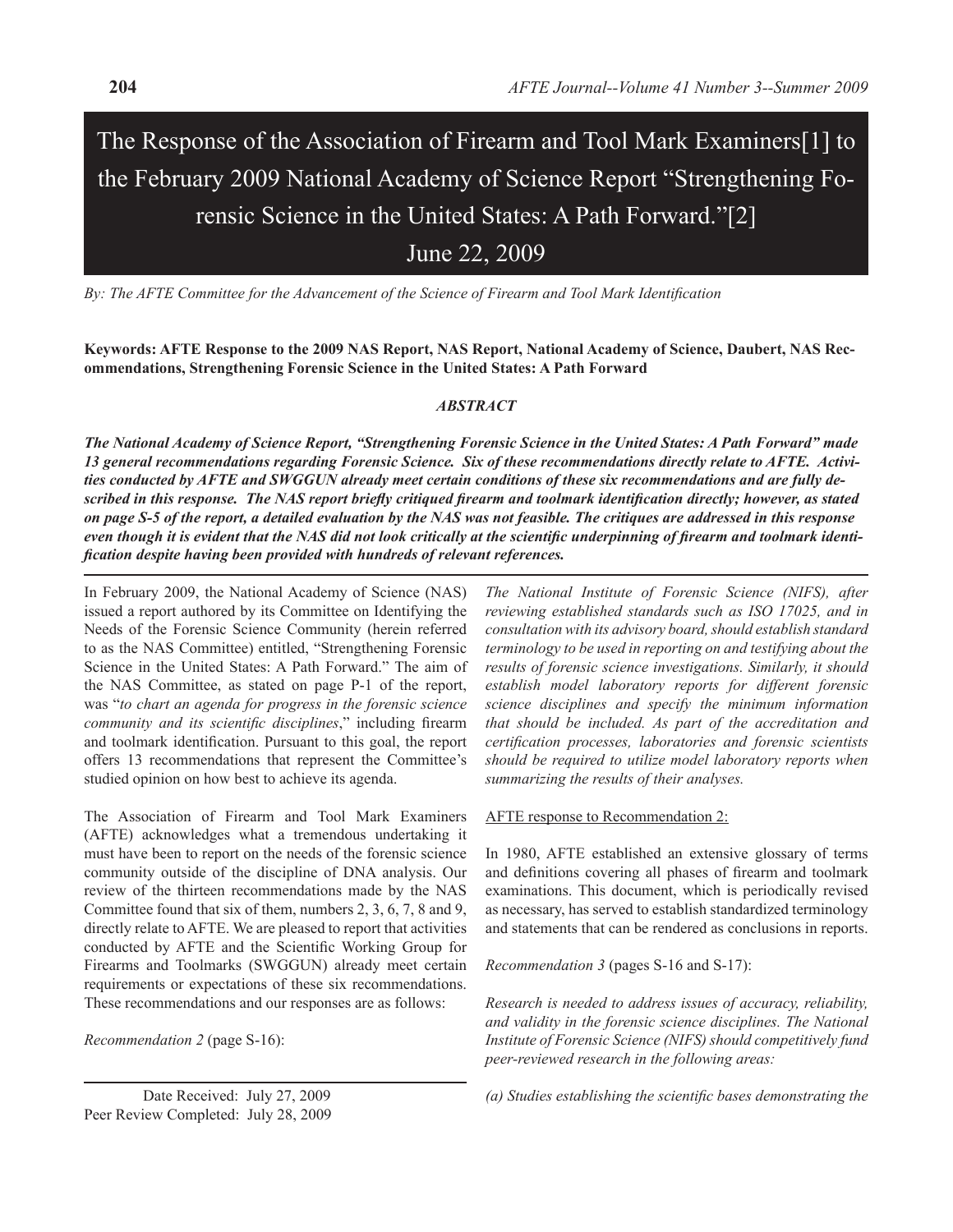# The Response of the Association of Firearm and Tool Mark Examiners[1] to the February 2009 National Academy of Science Report "Strengthening Forensic Science in the United States: A Path Forward."[2] June 22, 2009

*By: The AFTE Committee for the Advancement of the Science of Firearm and Tool Mark Identification*

**Keywords: AFTE Response to the 2009 NAS Report, NAS Report, National Academy of Science, Daubert, NAS Recommendations, Strengthening Forensic Science in the United States: A Path Forward**

***ABSTRACT***

***The National Academy of Science Report, "Strengthening Forensic Science in the United States: A Path Forward" made 13 general recommendations regarding Forensic Science. Six of these recommendations directly relate to AFTE. Activities conducted by AFTE and SWGGUN already meet certain conditions of these six recommendations and are fully described in this response. The NAS report briefly critiqued firearm and toolmark identification directly; however, as stated on page S-5 of the report, a detailed evaluation by the NAS was not feasible. The critiques are addressed in this response even though it is evident that the NAS did not look critically at the scientific underpinning of firearm and toolmark identification despite having been provided with hundreds of relevant references.***

In February 2009, the National Academy of Science (NAS) issued a report authored by its Committee on Identifying the Needs of the Forensic Science Community (herein referred to as the NAS Committee) entitled, "Strengthening Forensic Science in the United States: A Path Forward." The aim of the NAS Committee, as stated on page P-1 of the report, was "*to chart an agenda for progress in the forensic science community and its scientific disciplines*," including firearm and toolmark identification. Pursuant to this goal, the report offers 13 recommendations that represent the Committee's studied opinion on how best to achieve its agenda.

The Association of Firearm and Tool Mark Examiners (AFTE) acknowledges what a tremendous undertaking it must have been to report on the needs of the forensic science community outside of the discipline of DNA analysis. Our review of the thirteen recommendations made by the NAS Committee found that six of them, numbers 2, 3, 6, 7, 8 and 9, directly relate to AFTE. We are pleased to report that activities conducted by AFTE and the Scientific Working Group for Firearms and Toolmarks (SWGGUN) already meet certain requirements or expectations of these six recommendations. These recommendations and our responses are as follows:

*Recommendation 2* (page S-16):

*The National Institute of Forensic Science (NIFS), after reviewing established standards such as ISO 17025, and in consultation with its advisory board, should establish standard terminology to be used in reporting on and testifying about the results of forensic science investigations. Similarly, it should establish model laboratory reports for different forensic science disciplines and specify the minimum information that should be included. As part of the accreditation and certification processes, laboratories and forensic scientists should be required to utilize model laboratory reports when summarizing the results of their analyses.*

AFTE response to Recommendation 2:

In 1980, AFTE established an extensive glossary of terms and definitions covering all phases of firearm and toolmark examinations. This document, which is periodically revised as necessary, has served to establish standardized terminology and statements that can be rendered as conclusions in reports.

*Recommendation 3* (pages S-16 and S-17):

*Research is needed to address issues of accuracy, reliability, and validity in the forensic science disciplines. The National Institute of Forensic Science (NIFS) should competitively fund peer-reviewed research in the following areas:*

*(a) Studies establishing the scientific bases demonstrating the*

Date Received: July 27, 2009
Peer Review Completed: July 28, 2009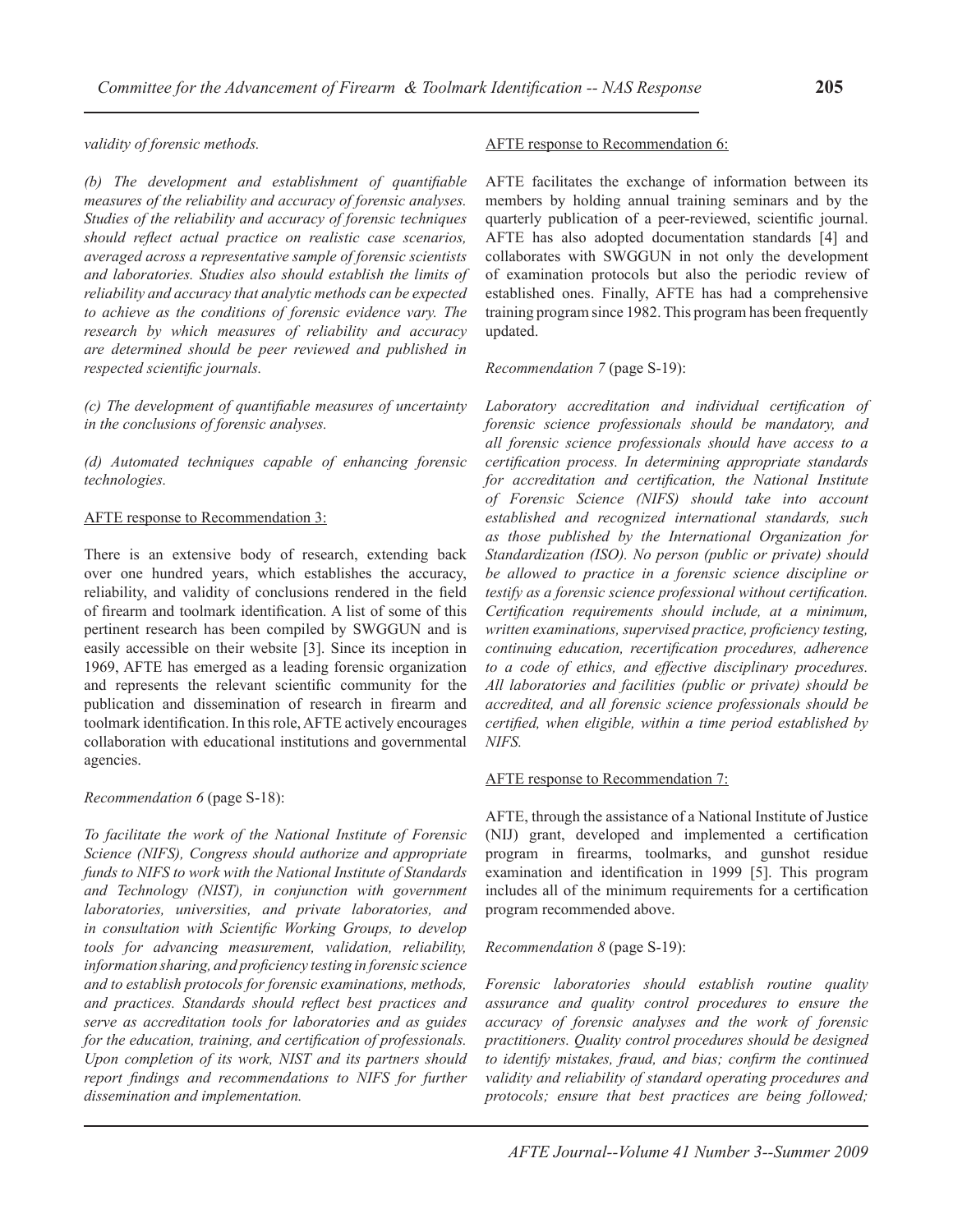*validity of forensic methods.*

*(b) The development and establishment of quantifiable measures of the reliability and accuracy of forensic analyses. Studies of the reliability and accuracy of forensic techniques should reflect actual practice on realistic case scenarios, averaged across a representative sample of forensic scientists and laboratories. Studies also should establish the limits of reliability and accuracy that analytic methods can be expected to achieve as the conditions of forensic evidence vary. The research by which measures of reliability and accuracy are determined should be peer reviewed and published in respected scientific journals.*

*(c) The development of quantifiable measures of uncertainty in the conclusions of forensic analyses.*

*(d) Automated techniques capable of enhancing forensic technologies.*

<u>AFTE response to Recommendation 3:</u>

There is an extensive body of research, extending back over one hundred years, which establishes the accuracy, reliability, and validity of conclusions rendered in the field of firearm and toolmark identification. A list of some of this pertinent research has been compiled by SWGGUN and is easily accessible on their website [3]. Since its inception in 1969, AFTE has emerged as a leading forensic organization and represents the relevant scientific community for the publication and dissemination of research in firearm and toolmark identification. In this role, AFTE actively encourages collaboration with educational institutions and governmental agencies.

*Recommendation 6* (page S-18):

*To facilitate the work of the National Institute of Forensic Science (NIFS), Congress should authorize and appropriate funds to NIFS to work with the National Institute of Standards and Technology (NIST), in conjunction with government laboratories, universities, and private laboratories, and in consultation with Scientific Working Groups, to develop tools for advancing measurement, validation, reliability, information sharing, and proficiency testing in forensic science and to establish protocols for forensic examinations, methods, and practices. Standards should reflect best practices and serve as accreditation tools for laboratories and as guides for the education, training, and certification of professionals. Upon completion of its work, NIST and its partners should report findings and recommendations to NIFS for further dissemination and implementation.*

<u>AFTE response to Recommendation 6:</u>

AFTE facilitates the exchange of information between its members by holding annual training seminars and by the quarterly publication of a peer-reviewed, scientific journal. AFTE has also adopted documentation standards [4] and collaborates with SWGGUN in not only the development of examination protocols but also the periodic review of established ones. Finally, AFTE has had a comprehensive training program since 1982. This program has been frequently updated.

*Recommendation 7* (page S-19):

*Laboratory accreditation and individual certification of forensic science professionals should be mandatory, and all forensic science professionals should have access to a certification process. In determining appropriate standards for accreditation and certification, the National Institute of Forensic Science (NIFS) should take into account established and recognized international standards, such as those published by the International Organization for Standardization (ISO). No person (public or private) should be allowed to practice in a forensic science discipline or testify as a forensic science professional without certification. Certification requirements should include, at a minimum, written examinations, supervised practice, proficiency testing, continuing education, recertification procedures, adherence to a code of ethics, and effective disciplinary procedures. All laboratories and facilities (public or private) should be accredited, and all forensic science professionals should be certified, when eligible, within a time period established by NIFS.*

<u>AFTE response to Recommendation 7:</u>

AFTE, through the assistance of a National Institute of Justice (NIJ) grant, developed and implemented a certification program in firearms, toolmarks, and gunshot residue examination and identification in 1999 [5]. This program includes all of the minimum requirements for a certification program recommended above.

*Recommendation 8* (page S-19):

*Forensic laboratories should establish routine quality assurance and quality control procedures to ensure the accuracy of forensic analyses and the work of forensic practitioners. Quality control procedures should be designed to identify mistakes, fraud, and bias; confirm the continued validity and reliability of standard operating procedures and protocols; ensure that best practices are being followed;*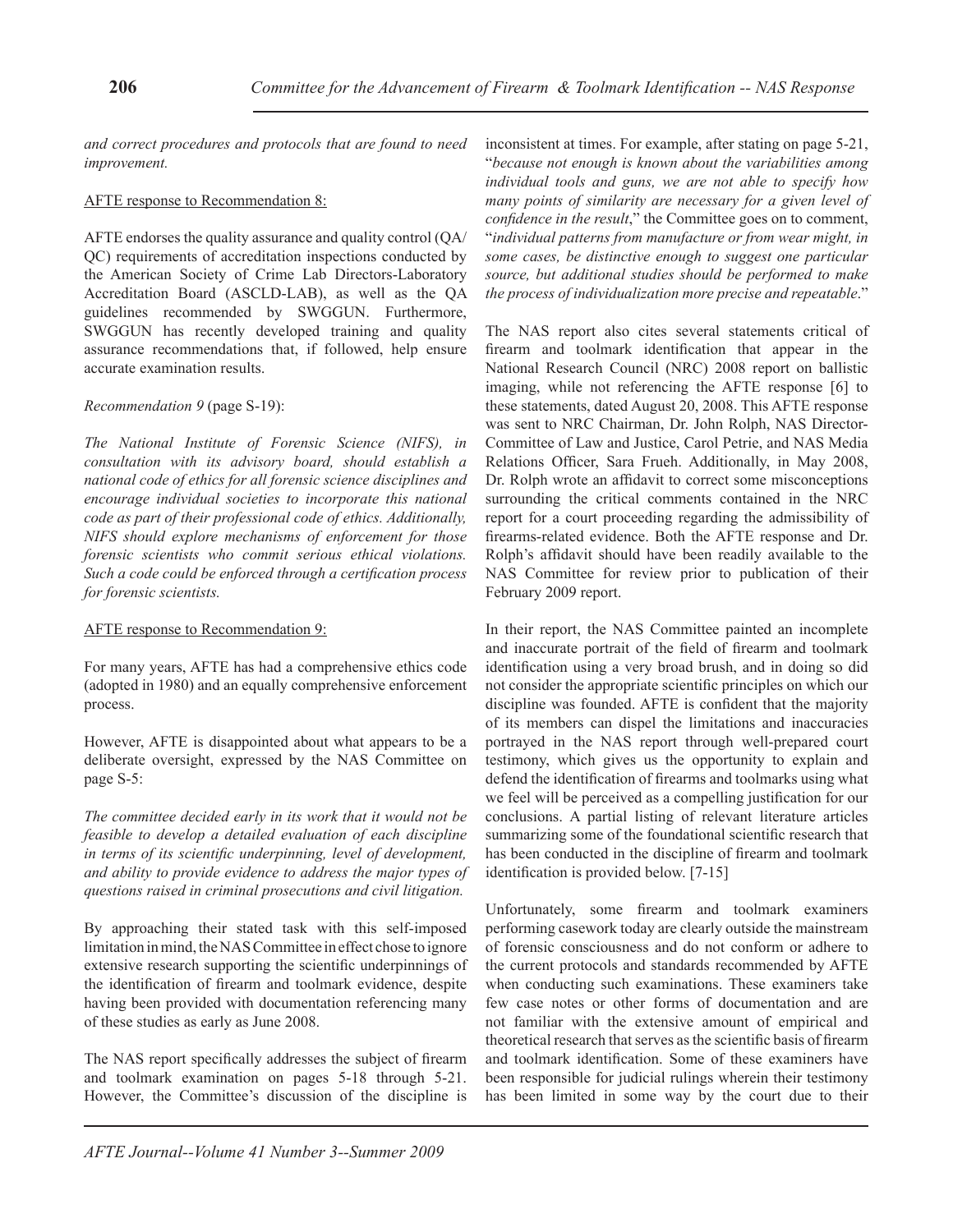*and correct procedures and protocols that are found to need improvement.*

AFTE response to Recommendation 8:

AFTE endorses the quality assurance and quality control (QA/QC) requirements of accreditation inspections conducted by the American Society of Crime Lab Directors-Laboratory Accreditation Board (ASCLD-LAB), as well as the QA guidelines recommended by SWGGUN. Furthermore, SWGGUN has recently developed training and quality assurance recommendations that, if followed, help ensure accurate examination results.

*Recommendation 9* (page S-19):

*The National Institute of Forensic Science (NIFS), in consultation with its advisory board, should establish a national code of ethics for all forensic science disciplines and encourage individual societies to incorporate this national code as part of their professional code of ethics. Additionally, NIFS should explore mechanisms of enforcement for those forensic scientists who commit serious ethical violations. Such a code could be enforced through a certification process for forensic scientists.*

AFTE response to Recommendation 9:

For many years, AFTE has had a comprehensive ethics code (adopted in 1980) and an equally comprehensive enforcement process.

However, AFTE is disappointed about what appears to be a deliberate oversight, expressed by the NAS Committee on page S-5:

*The committee decided early in its work that it would not be feasible to develop a detailed evaluation of each discipline in terms of its scientific underpinning, level of development, and ability to provide evidence to address the major types of questions raised in criminal prosecutions and civil litigation.*

By approaching their stated task with this self-imposed limitation in mind, the NAS Committee in effect chose to ignore extensive research supporting the scientific underpinnings of the identification of firearm and toolmark evidence, despite having been provided with documentation referencing many of these studies as early as June 2008.

The NAS report specifically addresses the subject of firearm and toolmark examination on pages 5-18 through 5-21. However, the Committee's discussion of the discipline is inconsistent at times. For example, after stating on page 5-21, "*because not enough is known about the variabilities among individual tools and guns, we are not able to specify how many points of similarity are necessary for a given level of confidence in the result*," the Committee goes on to comment, "*individual patterns from manufacture or from wear might, in some cases, be distinctive enough to suggest one particular source, but additional studies should be performed to make the process of individualization more precise and repeatable*."

The NAS report also cites several statements critical of firearm and toolmark identification that appear in the National Research Council (NRC) 2008 report on ballistic imaging, while not referencing the AFTE response [6] to these statements, dated August 20, 2008. This AFTE response was sent to NRC Chairman, Dr. John Rolph, NAS Director-Committee of Law and Justice, Carol Petrie, and NAS Media Relations Officer, Sara Frueh. Additionally, in May 2008, Dr. Rolph wrote an affidavit to correct some misconceptions surrounding the critical comments contained in the NRC report for a court proceeding regarding the admissibility of firearms-related evidence. Both the AFTE response and Dr. Rolph's affidavit should have been readily available to the NAS Committee for review prior to publication of their February 2009 report.

In their report, the NAS Committee painted an incomplete and inaccurate portrait of the field of firearm and toolmark identification using a very broad brush, and in doing so did not consider the appropriate scientific principles on which our discipline was founded. AFTE is confident that the majority of its members can dispel the limitations and inaccuracies portrayed in the NAS report through well-prepared court testimony, which gives us the opportunity to explain and defend the identification of firearms and toolmarks using what we feel will be perceived as a compelling justification for our conclusions. A partial listing of relevant literature articles summarizing some of the foundational scientific research that has been conducted in the discipline of firearm and toolmark identification is provided below. [7-15]

Unfortunately, some firearm and toolmark examiners performing casework today are clearly outside the mainstream of forensic consciousness and do not conform or adhere to the current protocols and standards recommended by AFTE when conducting such examinations. These examiners take few case notes or other forms of documentation and are not familiar with the extensive amount of empirical and theoretical research that serves as the scientific basis of firearm and toolmark identification. Some of these examiners have been responsible for judicial rulings wherein their testimony has been limited in some way by the court due to their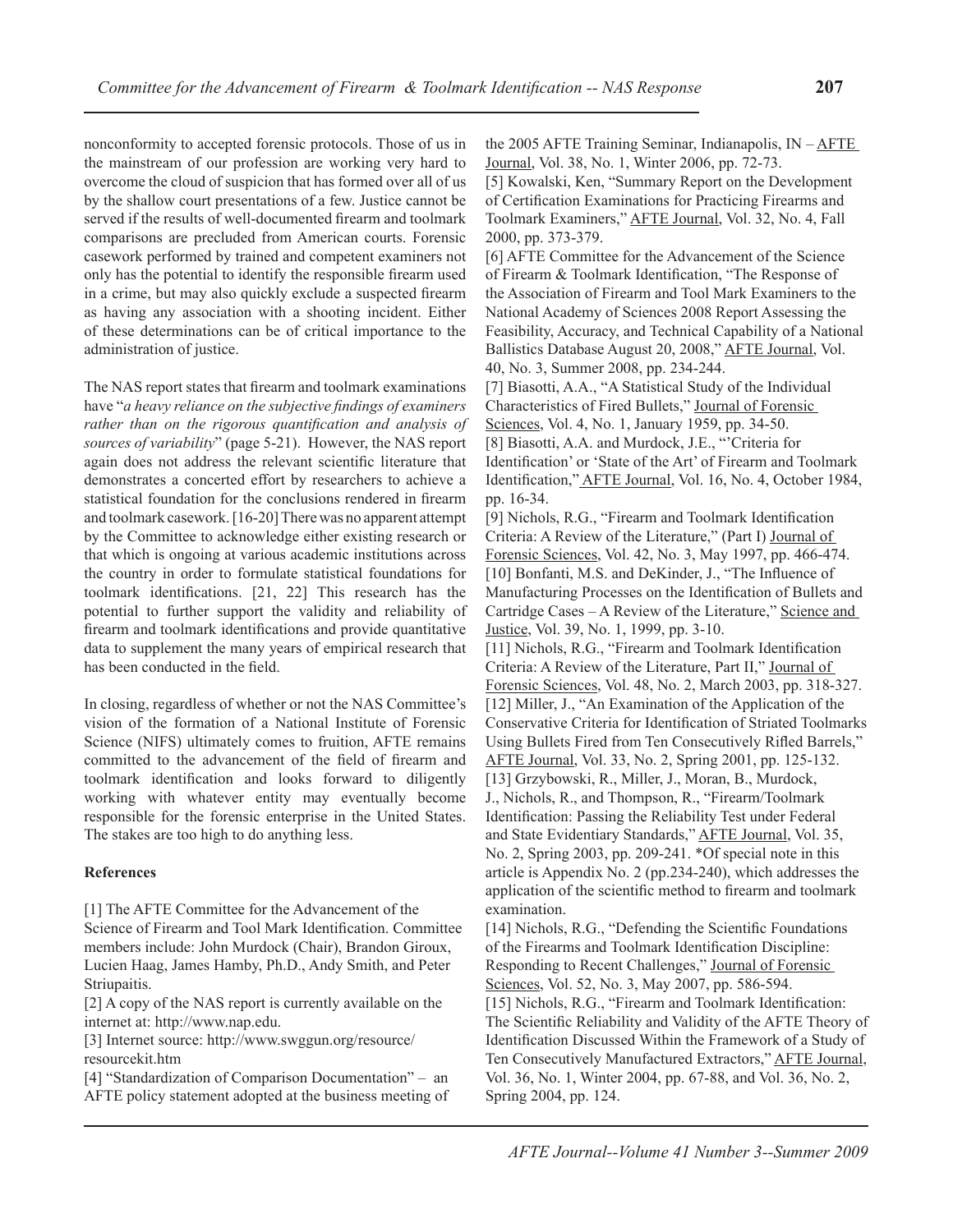nonconformity to accepted forensic protocols. Those of us in the mainstream of our profession are working very hard to overcome the cloud of suspicion that has formed over all of us by the shallow court presentations of a few. Justice cannot be served if the results of well-documented firearm and toolmark comparisons are precluded from American courts. Forensic casework performed by trained and competent examiners not only has the potential to identify the responsible firearm used in a crime, but may also quickly exclude a suspected firearm as having any association with a shooting incident. Either of these determinations can be of critical importance to the administration of justice.

The NAS report states that firearm and toolmark examinations have "*a heavy reliance on the subjective findings of examiners rather than on the rigorous quantification and analysis of sources of variability*" (page 5-21). However, the NAS report again does not address the relevant scientific literature that demonstrates a concerted effort by researchers to achieve a statistical foundation for the conclusions rendered in firearm and toolmark casework. [16-20] There was no apparent attempt by the Committee to acknowledge either existing research or that which is ongoing at various academic institutions across the country in order to formulate statistical foundations for toolmark identifications. [21, 22] This research has the potential to further support the validity and reliability of firearm and toolmark identifications and provide quantitative data to supplement the many years of empirical research that has been conducted in the field.

In closing, regardless of whether or not the NAS Committee's vision of the formation of a National Institute of Forensic Science (NIFS) ultimately comes to fruition, AFTE remains committed to the advancement of the field of firearm and toolmark identification and looks forward to diligently working with whatever entity may eventually become responsible for the forensic enterprise in the United States. The stakes are too high to do anything less.

**References**

[1] The AFTE Committee for the Advancement of the Science of Firearm and Tool Mark Identification. Committee members include: John Murdock (Chair), Brandon Giroux, Lucien Haag, James Hamby, Ph.D., Andy Smith, and Peter Striupaitis.

[2] A copy of the NAS report is currently available on the internet at: http://www.nap.edu.

[3] Internet source: http://www.swggun.org/resource/resourcekit.htm

[4] "Standardization of Comparison Documentation" – an AFTE policy statement adopted at the business meeting of the 2005 AFTE Training Seminar, Indianapolis, IN – AFTE Journal, Vol. 38, No. 1, Winter 2006, pp. 72-73.

[5] Kowalski, Ken, "Summary Report on the Development of Certification Examinations for Practicing Firearms and Toolmark Examiners," AFTE Journal, Vol. 32, No. 4, Fall 2000, pp. 373-379.

[6] AFTE Committee for the Advancement of the Science of Firearm & Toolmark Identification, "The Response of the Association of Firearm and Tool Mark Examiners to the National Academy of Sciences 2008 Report Assessing the Feasibility, Accuracy, and Technical Capability of a National Ballistics Database August 20, 2008," AFTE Journal, Vol. 40, No. 3, Summer 2008, pp. 234-244.

[7] Biasotti, A.A., "A Statistical Study of the Individual Characteristics of Fired Bullets," Journal of Forensic Sciences, Vol. 4, No. 1, January 1959, pp. 34-50.

[8] Biasotti, A.A. and Murdock, J.E., "'Criteria for Identification' or 'State of the Art' of Firearm and Toolmark Identification," AFTE Journal, Vol. 16, No. 4, October 1984, pp. 16-34.

[9] Nichols, R.G., "Firearm and Toolmark Identification Criteria: A Review of the Literature," (Part I) Journal of Forensic Sciences, Vol. 42, No. 3, May 1997, pp. 466-474.

[10] Bonfanti, M.S. and DeKinder, J., "The Influence of Manufacturing Processes on the Identification of Bullets and Cartridge Cases – A Review of the Literature," Science and Justice, Vol. 39, No. 1, 1999, pp. 3-10.

[11] Nichols, R.G., "Firearm and Toolmark Identification Criteria: A Review of the Literature, Part II," Journal of Forensic Sciences, Vol. 48, No. 2, March 2003, pp. 318-327.

[12] Miller, J., "An Examination of the Application of the Conservative Criteria for Identification of Striated Toolmarks Using Bullets Fired from Ten Consecutively Rifled Barrels," AFTE Journal, Vol. 33, No. 2, Spring 2001, pp. 125-132.

[13] Grzybowski, R., Miller, J., Moran, B., Murdock, J., Nichols, R., and Thompson, R., "Firearm/Toolmark Identification: Passing the Reliability Test under Federal and State Evidentiary Standards," AFTE Journal, Vol. 35, No. 2, Spring 2003, pp. 209-241. *Of special note in this article is Appendix No. 2 (pp.234-240), which addresses the application of the scientific method to firearm and toolmark examination.

[14] Nichols, R.G., "Defending the Scientific Foundations of the Firearms and Toolmark Identification Discipline: Responding to Recent Challenges," Journal of Forensic Sciences, Vol. 52, No. 3, May 2007, pp. 586-594.

[15] Nichols, R.G., "Firearm and Toolmark Identification: The Scientific Reliability and Validity of the AFTE Theory of Identification Discussed Within the Framework of a Study of Ten Consecutively Manufactured Extractors," AFTE Journal, Vol. 36, No. 1, Winter 2004, pp. 67-88, and Vol. 36, No. 2, Spring 2004, pp. 124.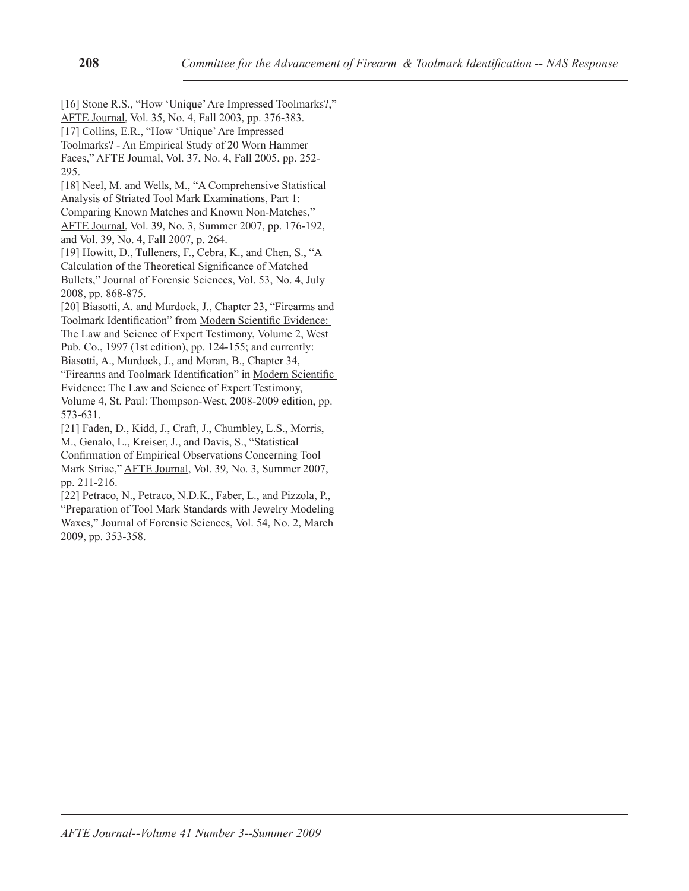[16] Stone R.S., "How 'Unique' Are Impressed Toolmarks?," <u>AFTE Journal</u>, Vol. 35, No. 4, Fall 2003, pp. 376-383.

[17] Collins, E.R., "How 'Unique' Are Impressed Toolmarks? - An Empirical Study of 20 Worn Hammer Faces," <u>AFTE Journal</u>, Vol. 37, No. 4, Fall 2005, pp. 252-295.

[18] Neel, M. and Wells, M., "A Comprehensive Statistical Analysis of Striated Tool Mark Examinations, Part 1: Comparing Known Matches and Known Non-Matches," <u>AFTE Journal</u>, Vol. 39, No. 3, Summer 2007, pp. 176-192, and Vol. 39, No. 4, Fall 2007, p. 264.

[19] Howitt, D., Tulleners, F., Cebra, K., and Chen, S., "A Calculation of the Theoretical Significance of Matched Bullets," <u>Journal of Forensic Sciences</u>, Vol. 53, No. 4, July 2008, pp. 868-875.

[20] Biasotti, A. and Murdock, J., Chapter 23, "Firearms and Toolmark Identification" from <u>Modern Scientific Evidence: The Law and Science of Expert Testimony</u>, Volume 2, West Pub. Co., 1997 (1st edition), pp. 124-155; and currently: Biasotti, A., Murdock, J., and Moran, B., Chapter 34, "Firearms and Toolmark Identification" in <u>Modern Scientific Evidence: The Law and Science of Expert Testimony</u>, Volume 4, St. Paul: Thompson-West, 2008-2009 edition, pp. 573-631.

[21] Faden, D., Kidd, J., Craft, J., Chumbley, L.S., Morris, M., Genalo, L., Kreiser, J., and Davis, S., "Statistical Confirmation of Empirical Observations Concerning Tool Mark Striae," <u>AFTE Journal</u>, Vol. 39, No. 3, Summer 2007, pp. 211-216.

[22] Petraco, N., Petraco, N.D.K., Faber, L., and Pizzola, P., "Preparation of Tool Mark Standards with Jewelry Modeling Waxes," Journal of Forensic Sciences, Vol. 54, No. 2, March 2009, pp. 353-358.